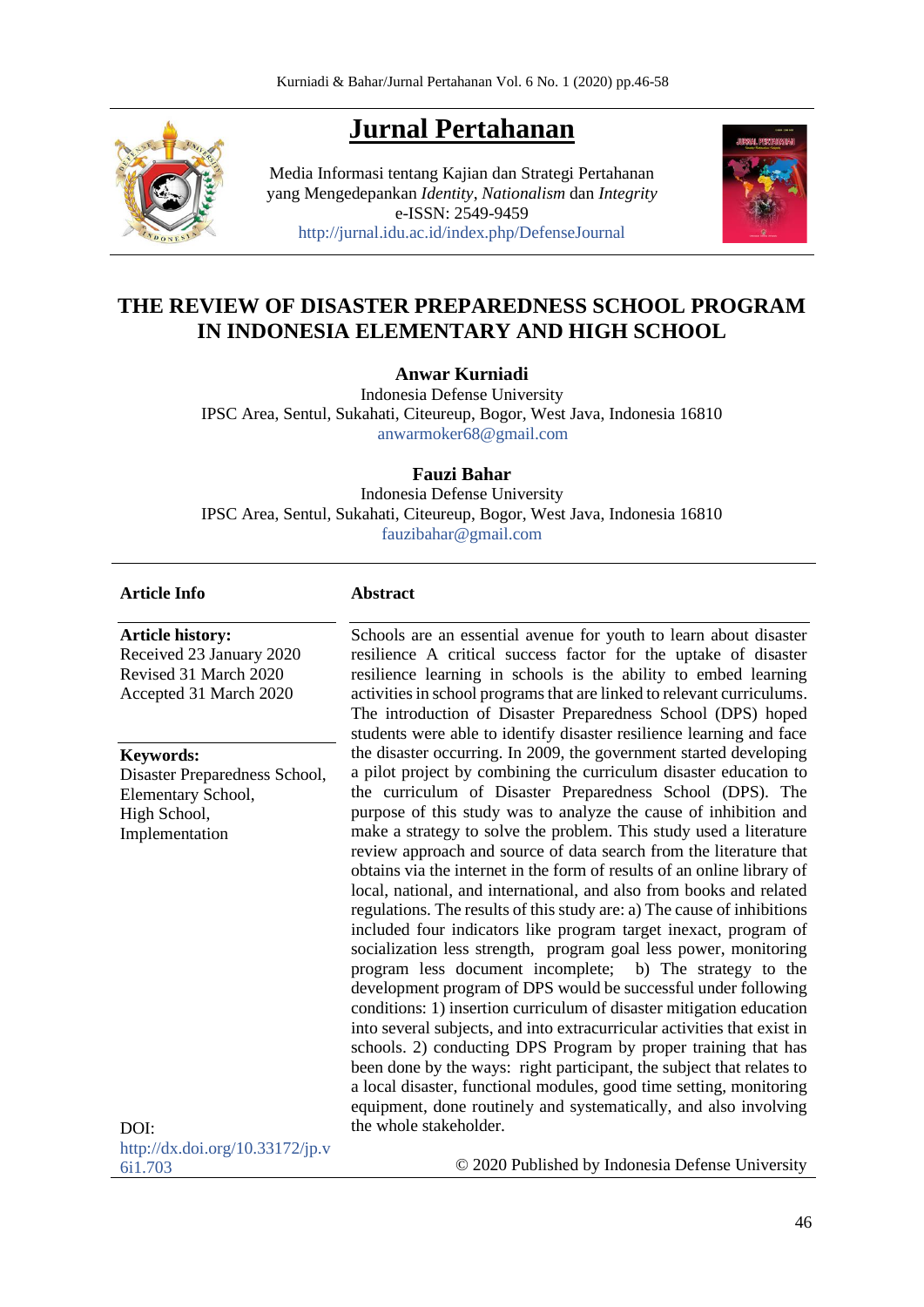# Jurnal Pertahanan

Media Informasi tentang Kajian dan Strategi Pertahanan yang Mengedepankan *Identity*, *Nationalism* dan *Integrity*
e-ISSN: 2549-9459
http://jurnal.idu.ac.id/index.php/DefenseJournal

## THE REVIEW OF DISASTER PREPAREDNESS SCHOOL PROGRAM IN INDONESIA ELEMENTARY AND HIGH SCHOOL

**Anwar Kurniadi**
Indonesia Defense University
IPSC Area, Sentul, Sukahati, Citeureup, Bogor, West Java, Indonesia 16810
anwarmoker68@gmail.com

**Fauzi Bahar**
Indonesia Defense University
IPSC Area, Sentul, Sukahati, Citeureup, Bogor, West Java, Indonesia 16810
fauzibahar@gmail.com

**Article Info**

**Article history:**
Received 23 January 2020
Revised 31 March 2020
Accepted 31 March 2020

**Keywords:**
Disaster Preparedness School,
Elementary School,
High School,
Implementation

DOI:
http://dx.doi.org/10.33172/jp.v6i1.703

**Abstract**

Schools are an essential avenue for youth to learn about disaster resilience A critical success factor for the uptake of disaster resilience learning in schools is the ability to embed learning activities in school programs that are linked to relevant curriculums. The introduction of Disaster Preparedness School (DPS) hoped students were able to identify disaster resilience learning and face the disaster occurring. In 2009, the government started developing a pilot project by combining the curriculum disaster education to the curriculum of Disaster Preparedness School (DPS). The purpose of this study was to analyze the cause of inhibition and make a strategy to solve the problem. This study used a literature review approach and source of data search from the literature that obtains via the internet in the form of results of an online library of local, national, and international, and also from books and related regulations. The results of this study are: a) The cause of inhibitions included four indicators like program target inexact, program of socialization less strength, program goal less power, monitoring program less document incomplete; b) The strategy to the development program of DPS would be successful under following conditions: 1) insertion curriculum of disaster mitigation education into several subjects, and into extracurricular activities that exist in schools. 2) conducting DPS Program by proper training that has been done by the ways: right participant, the subject that relates to a local disaster, functional modules, good time setting, monitoring equipment, done routinely and systematically, and also involving the whole stakeholder.

© 2020 Published by Indonesia Defense University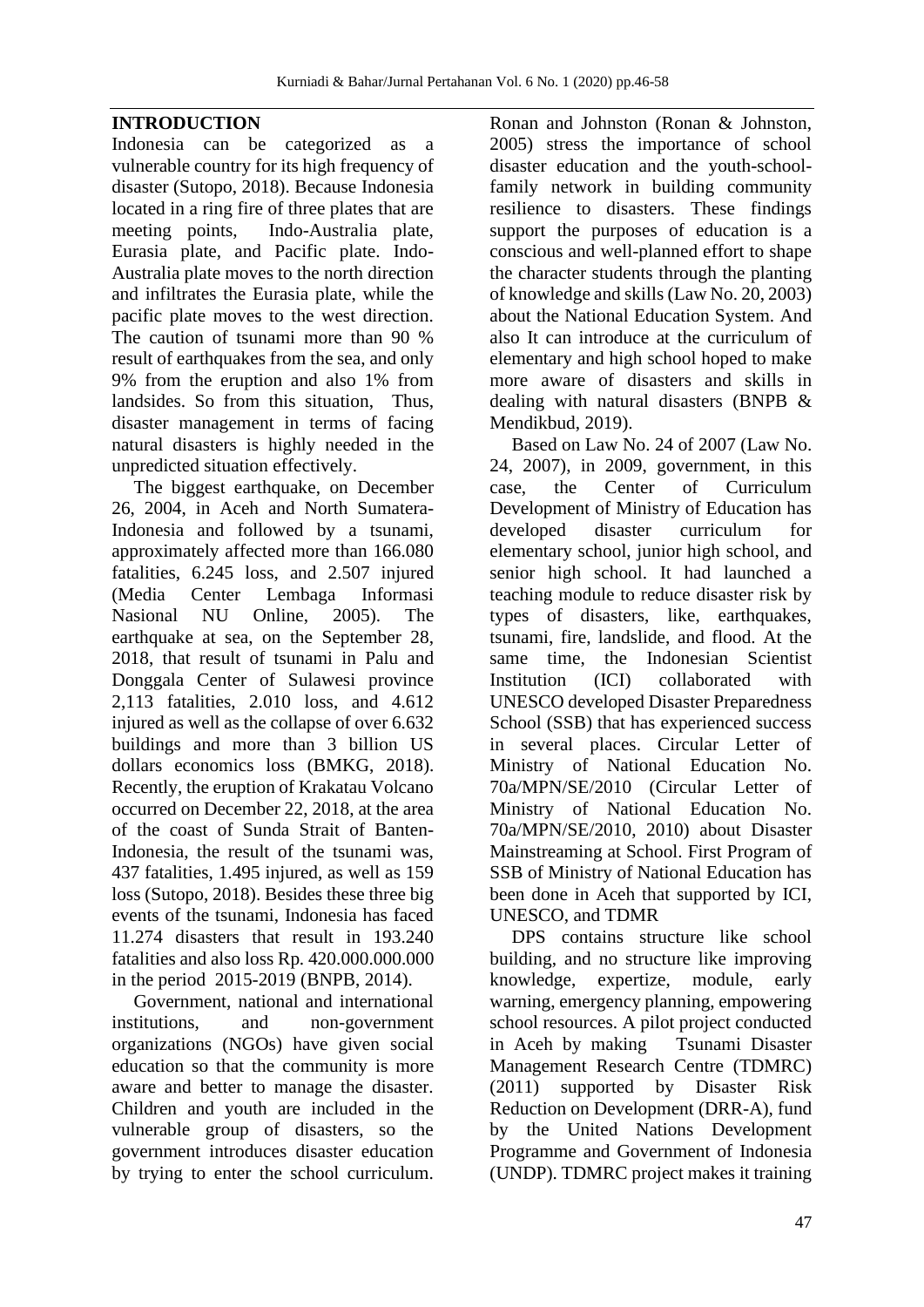## INTRODUCTION

Indonesia can be categorized as a vulnerable country for its high frequency of disaster (Sutopo, 2018). Because Indonesia located in a ring fire of three plates that are meeting points, Indo-Australia plate, Eurasia plate, and Pacific plate. Indo-Australia plate moves to the north direction and infiltrates the Eurasia plate, while the pacific plate moves to the west direction. The caution of tsunami more than 90 % result of earthquakes from the sea, and only 9% from the eruption and also 1% from landsides. So from this situation, Thus, disaster management in terms of facing natural disasters is highly needed in the unpredicted situation effectively.

The biggest earthquake, on December 26, 2004, in Aceh and North Sumatera-Indonesia and followed by a tsunami, approximately affected more than 166.080 fatalities, 6.245 loss, and 2.507 injured (Media Center Lembaga Informasi Nasional NU Online, 2005). The earthquake at sea, on the September 28, 2018, that result of tsunami in Palu and Donggala Center of Sulawesi province 2,113 fatalities, 2.010 loss, and 4.612 injured as well as the collapse of over 6.632 buildings and more than 3 billion US dollars economics loss (BMKG, 2018). Recently, the eruption of Krakatau Volcano occurred on December 22, 2018, at the area of the coast of Sunda Strait of Banten-Indonesia, the result of the tsunami was, 437 fatalities, 1.495 injured, as well as 159 loss (Sutopo, 2018). Besides these three big events of the tsunami, Indonesia has faced 11.274 disasters that result in 193.240 fatalities and also loss Rp. 420.000.000.000 in the period 2015-2019 (BNPB, 2014).

Government, national and international institutions, and non-government organizations (NGOs) have given social education so that the community is more aware and better to manage the disaster. Children and youth are included in the vulnerable group of disasters, so the government introduces disaster education by trying to enter the school curriculum. Ronan and Johnston (Ronan & Johnston, 2005) stress the importance of school disaster education and the youth-school-family network in building community resilience to disasters. These findings support the purposes of education is a conscious and well-planned effort to shape the character students through the planting of knowledge and skills (Law No. 20, 2003) about the National Education System. And also It can introduce at the curriculum of elementary and high school hoped to make more aware of disasters and skills in dealing with natural disasters (BNPB & Mendikbud, 2019).

Based on Law No. 24 of 2007 (Law No. 24, 2007), in 2009, government, in this case, the Center of Curriculum Development of Ministry of Education has developed disaster curriculum for elementary school, junior high school, and senior high school. It had launched a teaching module to reduce disaster risk by types of disasters, like, earthquakes, tsunami, fire, landslide, and flood. At the same time, the Indonesian Scientist Institution (ICI) collaborated with UNESCO developed Disaster Preparedness School (SSB) that has experienced success in several places. Circular Letter of Ministry of National Education No. 70a/MPN/SE/2010 (Circular Letter of Ministry of National Education No. 70a/MPN/SE/2010, 2010) about Disaster Mainstreaming at School. First Program of SSB of Ministry of National Education has been done in Aceh that supported by ICI, UNESCO, and TDMR

DPS contains structure like school building, and no structure like improving knowledge, expertize, module, early warning, emergency planning, empowering school resources. A pilot project conducted in Aceh by making Tsunami Disaster Management Research Centre (TDMRC) (2011) supported by Disaster Risk Reduction on Development (DRR-A), fund by the United Nations Development Programme and Government of Indonesia (UNDP). TDMRC project makes it training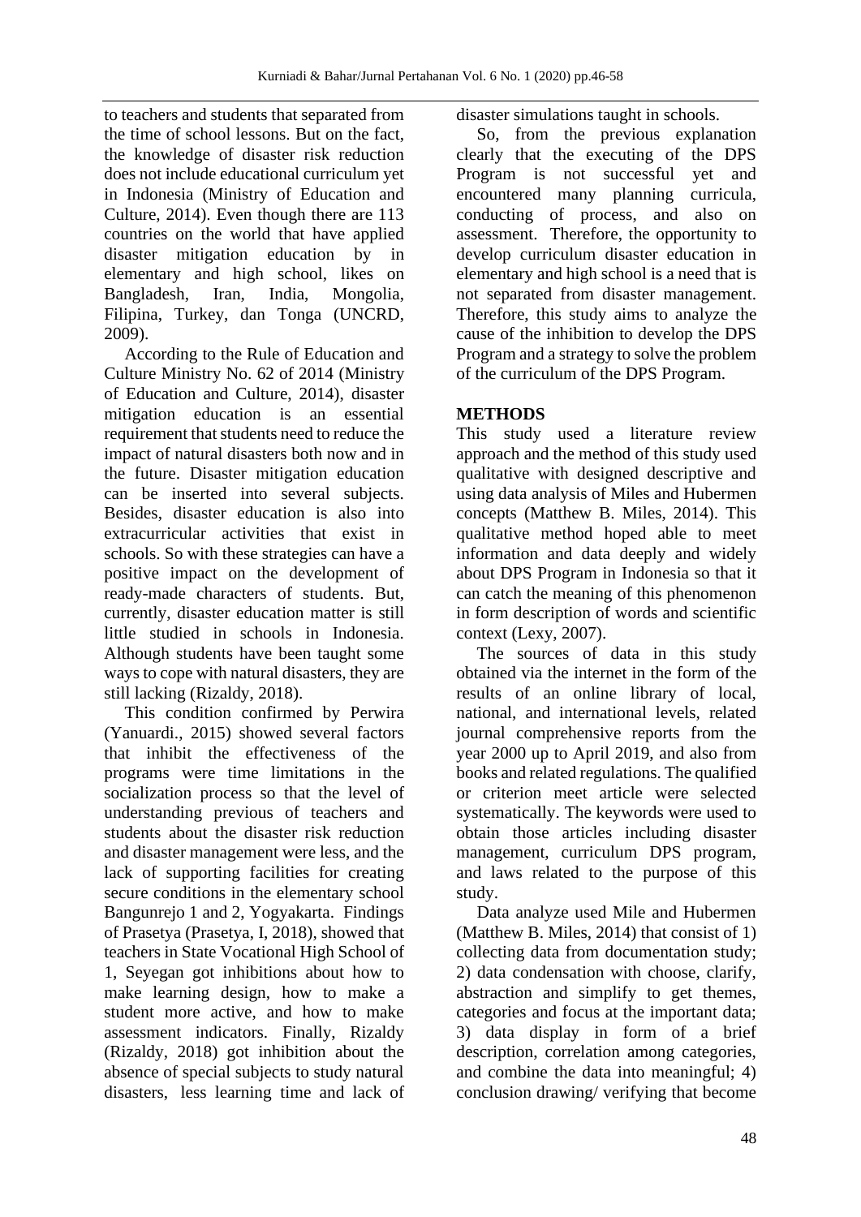to teachers and students that separated from the time of school lessons. But on the fact, the knowledge of disaster risk reduction does not include educational curriculum yet in Indonesia (Ministry of Education and Culture, 2014). Even though there are 113 countries on the world that have applied disaster mitigation education by in elementary and high school, likes on Bangladesh, Iran, India, Mongolia, Filipina, Turkey, dan Tonga (UNCRD, 2009).

According to the Rule of Education and Culture Ministry No. 62 of 2014 (Ministry of Education and Culture, 2014), disaster mitigation education is an essential requirement that students need to reduce the impact of natural disasters both now and in the future. Disaster mitigation education can be inserted into several subjects. Besides, disaster education is also into extracurricular activities that exist in schools. So with these strategies can have a positive impact on the development of ready-made characters of students. But, currently, disaster education matter is still little studied in schools in Indonesia. Although students have been taught some ways to cope with natural disasters, they are still lacking (Rizaldy, 2018).

This condition confirmed by Perwira (Yanuardi., 2015) showed several factors that inhibit the effectiveness of the programs were time limitations in the socialization process so that the level of understanding previous of teachers and students about the disaster risk reduction and disaster management were less, and the lack of supporting facilities for creating secure conditions in the elementary school Bangunrejo 1 and 2, Yogyakarta. Findings of Prasetya (Prasetya, I, 2018), showed that teachers in State Vocational High School of 1, Seyegan got inhibitions about how to make learning design, how to make a student more active, and how to make assessment indicators. Finally, Rizaldy (Rizaldy, 2018) got inhibition about the absence of special subjects to study natural disasters, less learning time and lack of disaster simulations taught in schools.

So, from the previous explanation clearly that the executing of the DPS Program is not successful yet and encountered many planning curricula, conducting of process, and also on assessment. Therefore, the opportunity to develop curriculum disaster education in elementary and high school is a need that is not separated from disaster management. Therefore, this study aims to analyze the cause of the inhibition to develop the DPS Program and a strategy to solve the problem of the curriculum of the DPS Program.

## METHODS

This study used a literature review approach and the method of this study used qualitative with designed descriptive and using data analysis of Miles and Hubermen concepts (Matthew B. Miles, 2014). This qualitative method hoped able to meet information and data deeply and widely about DPS Program in Indonesia so that it can catch the meaning of this phenomenon in form description of words and scientific context (Lexy, 2007).

The sources of data in this study obtained via the internet in the form of the results of an online library of local, national, and international levels, related journal comprehensive reports from the year 2000 up to April 2019, and also from books and related regulations. The qualified or criterion meet article were selected systematically. The keywords were used to obtain those articles including disaster management, curriculum DPS program, and laws related to the purpose of this study.

Data analyze used Mile and Hubermen (Matthew B. Miles, 2014) that consist of 1) collecting data from documentation study; 2) data condensation with choose, clarify, abstraction and simplify to get themes, categories and focus at the important data; 3) data display in form of a brief description, correlation among categories, and combine the data into meaningful; 4) conclusion drawing/ verifying that become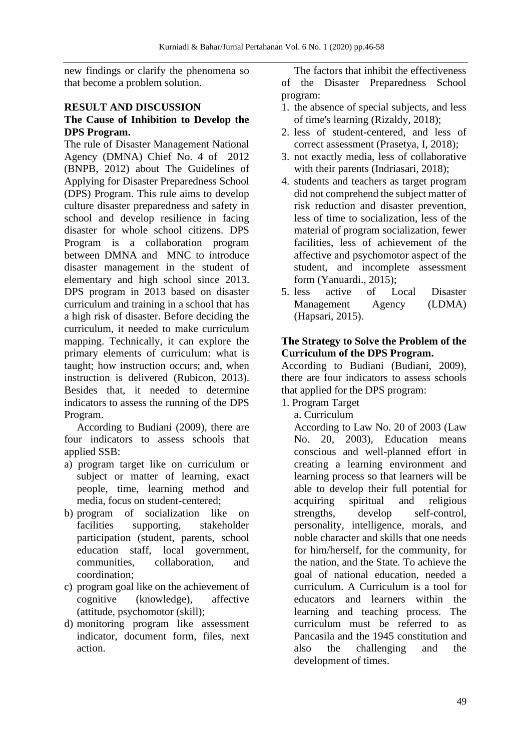new findings or clarify the phenomena so that become a problem solution.

## RESULT AND DISCUSSION

### The Cause of Inhibition to Develop the DPS Program.

The rule of Disaster Management National Agency (DMNA) Chief No. 4 of 2012 (BNPB, 2012) about The Guidelines of Applying for Disaster Preparedness School (DPS) Program. This rule aims to develop culture disaster preparedness and safety in school and develop resilience in facing disaster for whole school citizens. DPS Program is a collaboration program between DMNA and MNC to introduce disaster management in the student of elementary and high school since 2013. DPS program in 2013 based on disaster curriculum and training in a school that has a high risk of disaster. Before deciding the curriculum, it needed to make curriculum mapping. Technically, it can explore the primary elements of curriculum: what is taught; how instruction occurs; and, when instruction is delivered (Rubicon, 2013). Besides that, it needed to determine indicators to assess the running of the DPS Program.

According to Budiani (2009), there are four indicators to assess schools that applied SSB:

a) program target like on curriculum or subject or matter of learning, exact people, time, learning method and media, focus on student-centered;
b) program of socialization like on facilities supporting, stakeholder participation (student, parents, school education staff, local government, communities, collaboration, and coordination;
c) program goal like on the achievement of cognitive (knowledge), affective (attitude, psychomotor (skill);
d) monitoring program like assessment indicator, document form, files, next action.

The factors that inhibit the effectiveness of the Disaster Preparedness School program:

1. the absence of special subjects, and less of time's learning (Rizaldy, 2018);
2. less of student-centered, and less of correct assessment (Prasetya, I, 2018);
3. not exactly media, less of collaborative with their parents (Indriasari, 2018);
4. students and teachers as target program did not comprehend the subject matter of risk reduction and disaster prevention, less of time to socialization, less of the material of program socialization, fewer facilities, less of achievement of the affective and psychomotor aspect of the student, and incomplete assessment form (Yanuardi., 2015);
5. less active of Local Disaster Management Agency (LDMA) (Hapsari, 2015).

### The Strategy to Solve the Problem of the Curriculum of the DPS Program.

According to Budiani (Budiani, 2009), there are four indicators to assess schools that applied for the DPS program:

1. Program Target

   a. Curriculum

   According to Law No. 20 of 2003 (Law No. 20, 2003), Education means conscious and well-planned effort in creating a learning environment and learning process so that learners will be able to develop their full potential for acquiring spiritual and religious strengths, develop self-control, personality, intelligence, morals, and noble character and skills that one needs for him/herself, for the community, for the nation, and the State. To achieve the goal of national education, needed a curriculum. A Curriculum is a tool for educators and learners within the learning and teaching process. The curriculum must be referred to as Pancasila and the 1945 constitution and also the challenging and the development of times.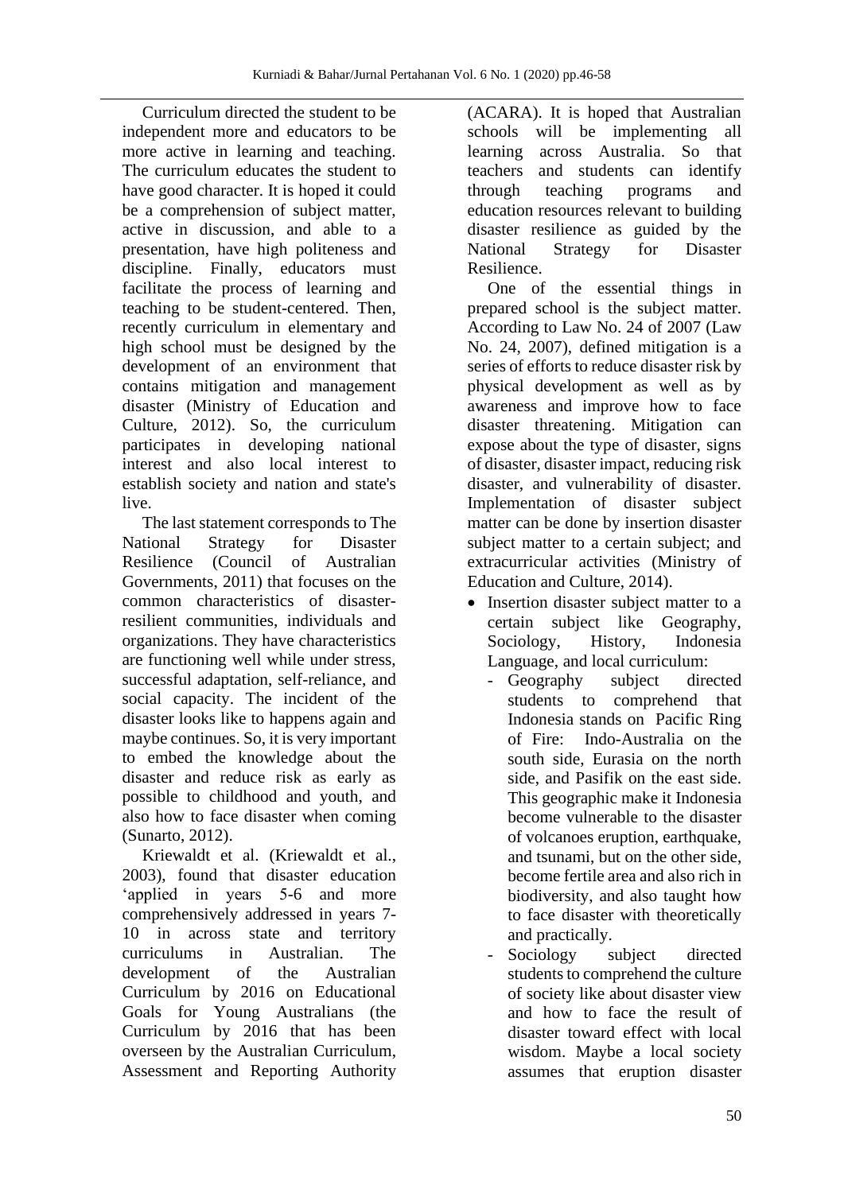Curriculum directed the student to be independent more and educators to be more active in learning and teaching. The curriculum educates the student to have good character. It is hoped it could be a comprehension of subject matter, active in discussion, and able to a presentation, have high politeness and discipline. Finally, educators must facilitate the process of learning and teaching to be student-centered. Then, recently curriculum in elementary and high school must be designed by the development of an environment that contains mitigation and management disaster (Ministry of Education and Culture, 2012). So, the curriculum participates in developing national interest and also local interest to establish society and nation and state's live.

The last statement corresponds to The National Strategy for Disaster Resilience (Council of Australian Governments, 2011) that focuses on the common characteristics of disaster-resilient communities, individuals and organizations. They have characteristics are functioning well while under stress, successful adaptation, self-reliance, and social capacity. The incident of the disaster looks like to happens again and maybe continues. So, it is very important to embed the knowledge about the disaster and reduce risk as early as possible to childhood and youth, and also how to face disaster when coming (Sunarto, 2012).

Kriewaldt et al. (Kriewaldt et al., 2003), found that disaster education 'applied in years 5-6 and more comprehensively addressed in years 7-10 in across state and territory curriculums in Australian. The development of the Australian Curriculum by 2016 on Educational Goals for Young Australians (the Curriculum by 2016 that has been overseen by the Australian Curriculum, Assessment and Reporting Authority (ACARA). It is hoped that Australian schools will be implementing all learning across Australia. So that teachers and students can identify through teaching programs and education resources relevant to building disaster resilience as guided by the National Strategy for Disaster Resilience.

One of the essential things in prepared school is the subject matter. According to Law No. 24 of 2007 (Law No. 24, 2007), defined mitigation is a series of efforts to reduce disaster risk by physical development as well as by awareness and improve how to face disaster threatening. Mitigation can expose about the type of disaster, signs of disaster, disaster impact, reducing risk disaster, and vulnerability of disaster. Implementation of disaster subject matter can be done by insertion disaster subject matter to a certain subject; and extracurricular activities (Ministry of Education and Culture, 2014).

- Insertion disaster subject matter to a certain subject like Geography, Sociology, History, Indonesia Language, and local curriculum:
  - Geography subject directed students to comprehend that Indonesia stands on Pacific Ring of Fire: Indo-Australia on the south side, Eurasia on the north side, and Pasifik on the east side. This geographic make it Indonesia become vulnerable to the disaster of volcanoes eruption, earthquake, and tsunami, but on the other side, become fertile area and also rich in biodiversity, and also taught how to face disaster with theoretically and practically.
  - Sociology subject directed students to comprehend the culture of society like about disaster view and how to face the result of disaster toward effect with local wisdom. Maybe a local society assumes that eruption disaster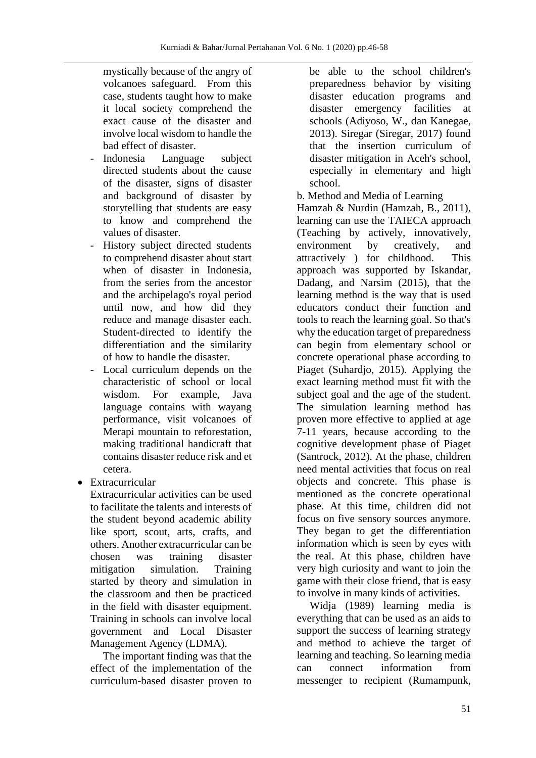mystically because of the angry of volcanoes safeguard. From this case, students taught how to make it local society comprehend the exact cause of the disaster and involve local wisdom to handle the bad effect of disaster.

- Indonesia Language subject directed students about the cause of the disaster, signs of disaster and background of disaster by storytelling that students are easy to know and comprehend the values of disaster.
- History subject directed students to comprehend disaster about start when of disaster in Indonesia, from the series from the ancestor and the archipelago's royal period until now, and how did they reduce and manage disaster each. Student-directed to identify the differentiation and the similarity of how to handle the disaster.
- Local curriculum depends on the characteristic of school or local wisdom. For example, Java language contains with wayang performance, visit volcanoes of Merapi mountain to reforestation, making traditional handicraft that contains disaster reduce risk and et cetera.

- Extracurricular

  Extracurricular activities can be used to facilitate the talents and interests of the student beyond academic ability like sport, scout, arts, crafts, and others. Another extracurricular can be chosen was training disaster mitigation simulation. Training started by theory and simulation in the classroom and then be practiced in the field with disaster equipment. Training in schools can involve local government and Local Disaster Management Agency (LDMA).

  The important finding was that the effect of the implementation of the curriculum-based disaster proven to be able to the school children's preparedness behavior by visiting disaster education programs and disaster emergency facilities at schools (Adiyoso, W., dan Kanegae, 2013). Siregar (Siregar, 2017) found that the insertion curriculum of disaster mitigation in Aceh's school, especially in elementary and high school.

b. Method and Media of Learning

Hamzah & Nurdin (Hamzah, B., 2011), learning can use the TAIECA approach (Teaching by actively, innovatively, environment by creatively, and attractively ) for childhood. This approach was supported by Iskandar, Dadang, and Narsim (2015), that the learning method is the way that is used educators conduct their function and tools to reach the learning goal. So that's why the education target of preparedness can begin from elementary school or concrete operational phase according to Piaget (Suhardjo, 2015). Applying the exact learning method must fit with the subject goal and the age of the student. The simulation learning method has proven more effective to applied at age 7-11 years, because according to the cognitive development phase of Piaget (Santrock, 2012). At the phase, children need mental activities that focus on real objects and concrete. This phase is mentioned as the concrete operational phase. At this time, children did not focus on five sensory sources anymore. They began to get the differentiation information which is seen by eyes with the real. At this phase, children have very high curiosity and want to join the game with their close friend, that is easy to involve in many kinds of activities.

Widja (1989) learning media is everything that can be used as an aids to support the success of learning strategy and method to achieve the target of learning and teaching. So learning media can connect information from messenger to recipient (Rumampunk,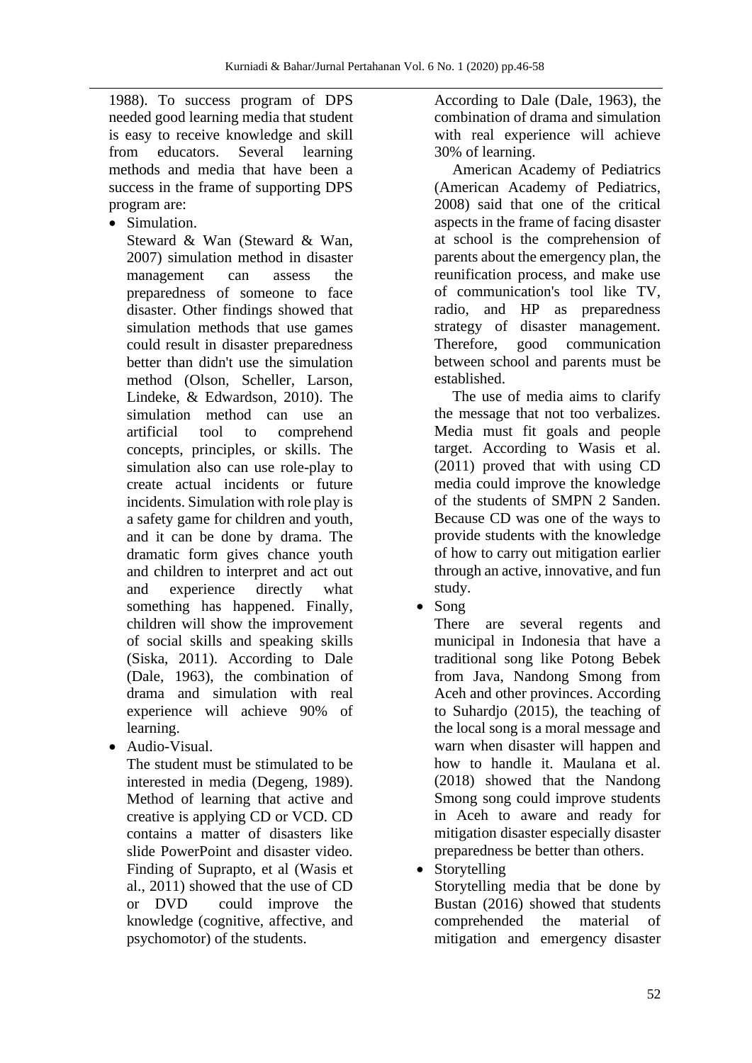1988). To success program of DPS needed good learning media that student is easy to receive knowledge and skill from educators. Several learning methods and media that have been a success in the frame of supporting DPS program are:

- Simulation.
  Steward & Wan (Steward & Wan, 2007) simulation method in disaster management can assess the preparedness of someone to face disaster. Other findings showed that simulation methods that use games could result in disaster preparedness better than didn't use the simulation method (Olson, Scheller, Larson, Lindeke, & Edwardson, 2010). The simulation method can use an artificial tool to comprehend concepts, principles, or skills. The simulation also can use role-play to create actual incidents or future incidents. Simulation with role play is a safety game for children and youth, and it can be done by drama. The dramatic form gives chance youth and children to interpret and act out and experience directly what something has happened. Finally, children will show the improvement of social skills and speaking skills (Siska, 2011). According to Dale (Dale, 1963), the combination of drama and simulation with real experience will achieve 90% of learning.
- Audio-Visual.
  The student must be stimulated to be interested in media (Degeng, 1989). Method of learning that active and creative is applying CD or VCD. CD contains a matter of disasters like slide PowerPoint and disaster video. Finding of Suprapto, et al (Wasis et al., 2011) showed that the use of CD or DVD could improve the knowledge (cognitive, affective, and psychomotor) of the students. According to Dale (Dale, 1963), the combination of drama and simulation with real experience will achieve 30% of learning.

  American Academy of Pediatrics (American Academy of Pediatrics, 2008) said that one of the critical aspects in the frame of facing disaster at school is the comprehension of parents about the emergency plan, the reunification process, and make use of communication's tool like TV, radio, and HP as preparedness strategy of disaster management. Therefore, good communication between school and parents must be established.

  The use of media aims to clarify the message that not too verbalizes. Media must fit goals and people target. According to Wasis et al. (2011) proved that with using CD media could improve the knowledge of the students of SMPN 2 Sanden. Because CD was one of the ways to provide students with the knowledge of how to carry out mitigation earlier through an active, innovative, and fun study.
- Song
  There are several regents and municipal in Indonesia that have a traditional song like Potong Bebek from Java, Nandong Smong from Aceh and other provinces. According to Suhardjo (2015), the teaching of the local song is a moral message and warn when disaster will happen and how to handle it. Maulana et al. (2018) showed that the Nandong Smong song could improve students in Aceh to aware and ready for mitigation disaster especially disaster preparedness be better than others.
- Storytelling
  Storytelling media that be done by Bustan (2016) showed that students comprehended the material of mitigation and emergency disaster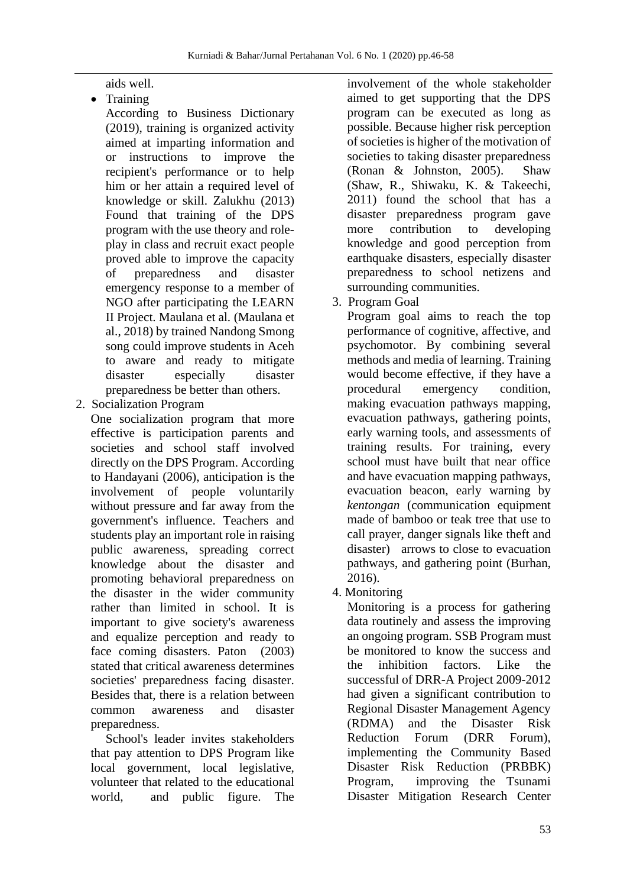aids well.

- Training

  According to Business Dictionary (2019), training is organized activity aimed at imparting information and or instructions to improve the recipient's performance or to help him or her attain a required level of knowledge or skill. Zalukhu (2013) Found that training of the DPS program with the use theory and role-play in class and recruit exact people proved able to improve the capacity of preparedness and disaster emergency response to a member of NGO after participating the LEARN II Project. Maulana et al. (Maulana et al., 2018) by trained Nandong Smong song could improve students in Aceh to aware and ready to mitigate disaster especially disaster preparedness be better than others.

2. Socialization Program

   One socialization program that more effective is participation parents and societies and school staff involved directly on the DPS Program. According to Handayani (2006), anticipation is the involvement of people voluntarily without pressure and far away from the government's influence. Teachers and students play an important role in raising public awareness, spreading correct knowledge about the disaster and promoting behavioral preparedness on the disaster in the wider community rather than limited in school. It is important to give society's awareness and equalize perception and ready to face coming disasters. Paton (2003) stated that critical awareness determines societies' preparedness facing disaster. Besides that, there is a relation between common awareness and disaster preparedness.

   School's leader invites stakeholders that pay attention to DPS Program like local government, local legislative, volunteer that related to the educational world, and public figure. The involvement of the whole stakeholder aimed to get supporting that the DPS program can be executed as long as possible. Because higher risk perception of societies is higher of the motivation of societies to taking disaster preparedness (Ronan & Johnston, 2005). Shaw (Shaw, R., Shiwaku, K. & Takeechi, 2011) found the school that has a disaster preparedness program gave more contribution to developing knowledge and good perception from earthquake disasters, especially disaster preparedness to school netizens and surrounding communities.

3. Program Goal

   Program goal aims to reach the top performance of cognitive, affective, and psychomotor. By combining several methods and media of learning. Training would become effective, if they have a procedural emergency condition, making evacuation pathways mapping, evacuation pathways, gathering points, early warning tools, and assessments of training results. For training, every school must have built that near office and have evacuation mapping pathways, evacuation beacon, early warning by *kentongan* (communication equipment made of bamboo or teak tree that use to call prayer, danger signals like theft and disaster) arrows to close to evacuation pathways, and gathering point (Burhan, 2016).

4. Monitoring

   Monitoring is a process for gathering data routinely and assess the improving an ongoing program. SSB Program must be monitored to know the success and the inhibition factors. Like the successful of DRR-A Project 2009-2012 had given a significant contribution to Regional Disaster Management Agency (RDMA) and the Disaster Risk Reduction Forum (DRR Forum), implementing the Community Based Disaster Risk Reduction (PRBBK) Program, improving the Tsunami Disaster Mitigation Research Center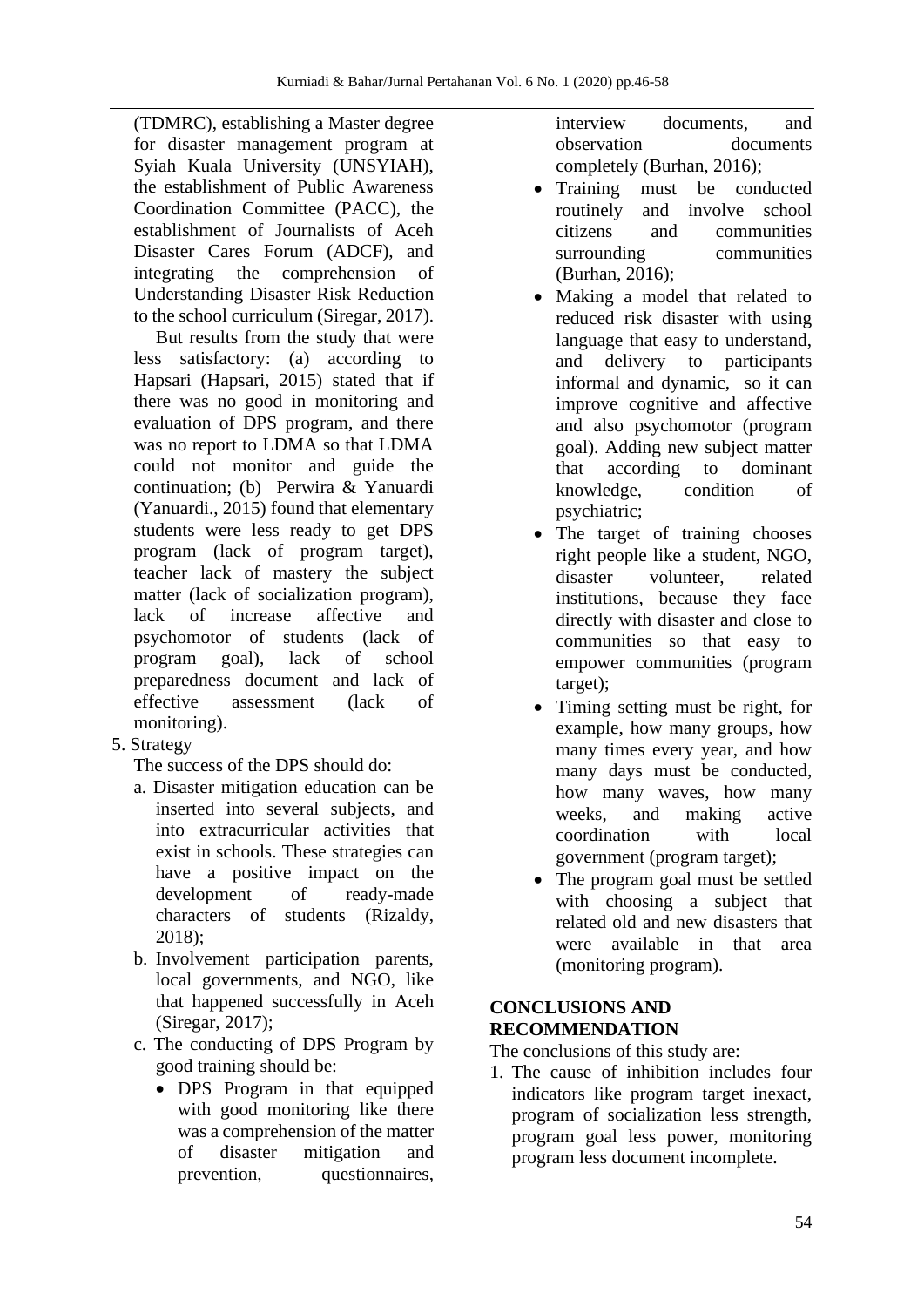(TDMRC), establishing a Master degree for disaster management program at Syiah Kuala University (UNSYIAH), the establishment of Public Awareness Coordination Committee (PACC), the establishment of Journalists of Aceh Disaster Cares Forum (ADCF), and integrating the comprehension of Understanding Disaster Risk Reduction to the school curriculum (Siregar, 2017).

But results from the study that were less satisfactory: (a) according to Hapsari (Hapsari, 2015) stated that if there was no good in monitoring and evaluation of DPS program, and there was no report to LDMA so that LDMA could not monitor and guide the continuation; (b) Perwira & Yanuardi (Yanuardi., 2015) found that elementary students were less ready to get DPS program (lack of program target), teacher lack of mastery the subject matter (lack of socialization program), lack of increase affective and psychomotor of students (lack of program goal), lack of school preparedness document and lack of effective assessment (lack of monitoring).

5. Strategy

   The success of the DPS should do:

   a. Disaster mitigation education can be inserted into several subjects, and into extracurricular activities that exist in schools. These strategies can have a positive impact on the development of ready-made characters of students (Rizaldy, 2018);
   b. Involvement participation parents, local governments, and NGO, like that happened successfully in Aceh (Siregar, 2017);
   c. The conducting of DPS Program by good training should be:
      - DPS Program in that equipped with good monitoring like there was a comprehension of the matter of disaster mitigation and prevention, questionnaires, interview documents, and observation documents completely (Burhan, 2016);
      - Training must be conducted routinely and involve school citizens and communities surrounding communities (Burhan, 2016);
      - Making a model that related to reduced risk disaster with using language that easy to understand, and delivery to participants informal and dynamic, so it can improve cognitive and affective and also psychomotor (program goal). Adding new subject matter that according to dominant knowledge, condition of psychiatric;
      - The target of training chooses right people like a student, NGO, disaster volunteer, related institutions, because they face directly with disaster and close to communities so that easy to empower communities (program target);
      - Timing setting must be right, for example, how many groups, how many times every year, and how many days must be conducted, how many waves, how many weeks, and making active coordination with local government (program target);
      - The program goal must be settled with choosing a subject that related old and new disasters that were available in that area (monitoring program).

## CONCLUSIONS AND RECOMMENDATION

The conclusions of this study are:

1. The cause of inhibition includes four indicators like program target inexact, program of socialization less strength, program goal less power, monitoring program less document incomplete.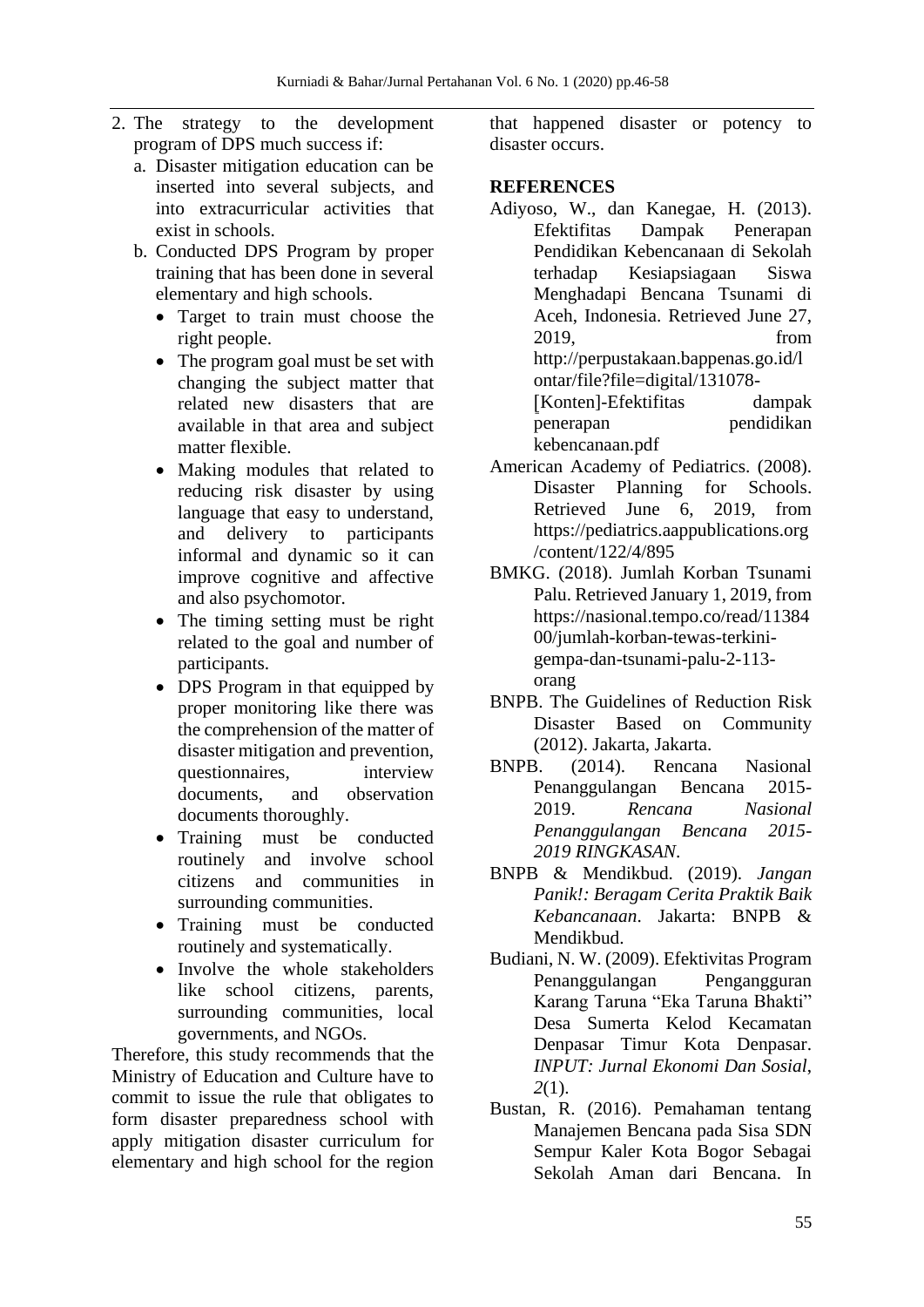2. The strategy to the development program of DPS much success if:
   a. Disaster mitigation education can be inserted into several subjects, and into extracurricular activities that exist in schools.
   b. Conducted DPS Program by proper training that has been done in several elementary and high schools.
      - Target to train must choose the right people.
      - The program goal must be set with changing the subject matter that related new disasters that are available in that area and subject matter flexible.
      - Making modules that related to reducing risk disaster by using language that easy to understand, and delivery to participants informal and dynamic so it can improve cognitive and affective and also psychomotor.
      - The timing setting must be right related to the goal and number of participants.
      - DPS Program in that equipped by proper monitoring like there was the comprehension of the matter of disaster mitigation and prevention, questionnaires, interview documents, and observation documents thoroughly.
      - Training must be conducted routinely and involve school citizens and communities in surrounding communities.
      - Training must be conducted routinely and systematically.
      - Involve the whole stakeholders like school citizens, parents, surrounding communities, local governments, and NGOs.

Therefore, this study recommends that the Ministry of Education and Culture have to commit to issue the rule that obligates to form disaster preparedness school with apply mitigation disaster curriculum for elementary and high school for the region that happened disaster or potency to disaster occurs.

**REFERENCES**

Adiyoso, W., dan Kanegae, H. (2013). Efektifitas Dampak Penerapan Pendidikan Kebencanaan di Sekolah terhadap Kesiapsiagaan Siswa Menghadapi Bencana Tsunami di Aceh, Indonesia. Retrieved June 27, 2019, from http://perpustakaan.bappenas.go.id/lontar/file?file=digital/131078-[Konten]-Efektifitas dampak penerapan pendidikan kebencanaan.pdf

American Academy of Pediatrics. (2008). Disaster Planning for Schools. Retrieved June 6, 2019, from https://pediatrics.aappublications.org/content/122/4/895

BMKG. (2018). Jumlah Korban Tsunami Palu. Retrieved January 1, 2019, from https://nasional.tempo.co/read/1138400/jumlah-korban-tewas-terkini-gempa-dan-tsunami-palu-2-113-orang

BNPB. The Guidelines of Reduction Risk Disaster Based on Community (2012). Jakarta, Jakarta.

BNPB. (2014). Rencana Nasional Penanggulangan Bencana 2015-2019. *Rencana Nasional Penanggulangan Bencana 2015-2019 RINGKASAN*.

BNPB & Mendikbud. (2019). *Jangan Panik!: Beragam Cerita Praktik Baik Kebancanaan*. Jakarta: BNPB & Mendikbud.

Budiani, N. W. (2009). Efektivitas Program Penanggulangan Pengangguran Karang Taruna "Eka Taruna Bhakti" Desa Sumerta Kelod Kecamatan Denpasar Timur Kota Denpasar. *INPUT: Jurnal Ekonomi Dan Sosial*, *2*(1).

Bustan, R. (2016). Pemahaman tentang Manajemen Bencana pada Sisa SDN Sempur Kaler Kota Bogor Sebagai Sekolah Aman dari Bencana. In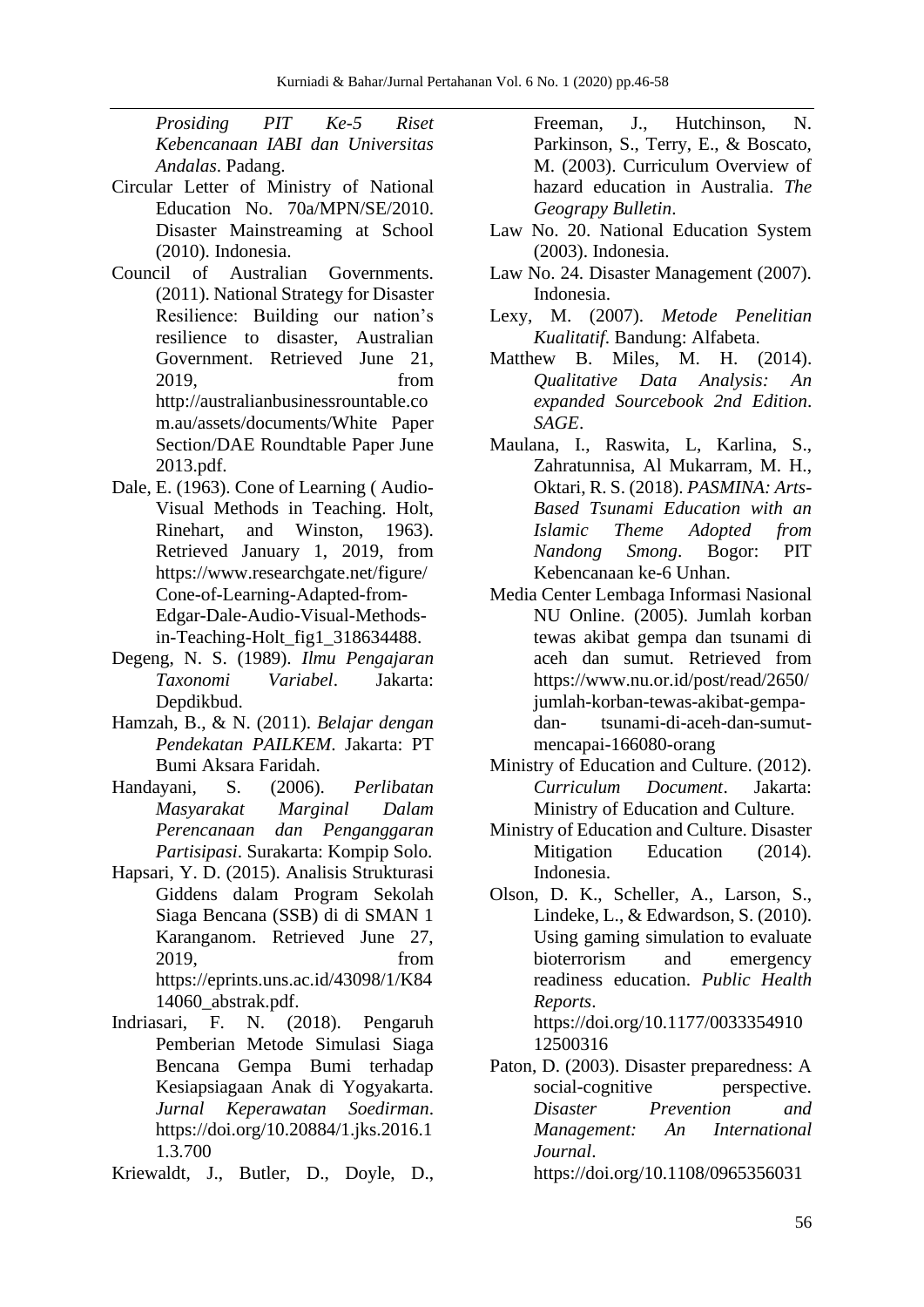*Prosiding PIT Ke-5 Riset Kebencanaan IABI dan Universitas Andalas*. Padang.

Circular Letter of Ministry of National Education No. 70a/MPN/SE/2010. Disaster Mainstreaming at School (2010). Indonesia.

Council of Australian Governments. (2011). National Strategy for Disaster Resilience: Building our nation's resilience to disaster, Australian Government. Retrieved June 21, 2019, from http://australianbusinessrountable.com.au/assets/documents/White Paper Section/DAE Roundtable Paper June 2013.pdf.

Dale, E. (1963). Cone of Learning ( Audio-Visual Methods in Teaching. Holt, Rinehart, and Winston, 1963). Retrieved January 1, 2019, from https://www.researchgate.net/figure/Cone-of-Learning-Adapted-from-Edgar-Dale-Audio-Visual-Methods-in-Teaching-Holt_fig1_318634488.

Degeng, N. S. (1989). *Ilmu Pengajaran Taxonomi Variabel*. Jakarta: Depdikbud.

Hamzah, B., & N. (2011). *Belajar dengan Pendekatan PAILKEM*. Jakarta: PT Bumi Aksara Faridah.

Handayani, S. (2006). *Perlibatan Masyarakat Marginal Dalam Perencanaan dan Penganggaran Partisipasi*. Surakarta: Kompip Solo.

Hapsari, Y. D. (2015). Analisis Strukturasi Giddens dalam Program Sekolah Siaga Bencana (SSB) di di SMAN 1 Karanganom. Retrieved June 27, 2019, from https://eprints.uns.ac.id/43098/1/K8414060_abstrak.pdf.

Indriasari, F. N. (2018). Pengaruh Pemberian Metode Simulasi Siaga Bencana Gempa Bumi terhadap Kesiapsiagaan Anak di Yogyakarta. *Jurnal Keperawatan Soedirman*. https://doi.org/10.20884/1.jks.2016.11.3.700

Kriewaldt, J., Butler, D., Doyle, D., Freeman, J., Hutchinson, N. Parkinson, S., Terry, E., & Boscato, M. (2003). Curriculum Overview of hazard education in Australia. *The Geograpy Bulletin*.

Law No. 20. National Education System (2003). Indonesia.

Law No. 24. Disaster Management (2007). Indonesia.

Lexy, M. (2007). *Metode Penelitian Kualitatif*. Bandung: Alfabeta.

Matthew B. Miles, M. H. (2014). *Qualitative Data Analysis: An expanded Sourcebook 2nd Edition*. *SAGE*.

Maulana, I., Raswita, L, Karlina, S., Zahratunnisa, Al Mukarram, M. H., Oktari, R. S. (2018). *PASMINA: Arts-Based Tsunami Education with an Islamic Theme Adopted from Nandong Smong*. Bogor: PIT Kebencanaan ke-6 Unhan.

Media Center Lembaga Informasi Nasional NU Online. (2005). Jumlah korban tewas akibat gempa dan tsunami di aceh dan sumut. Retrieved from https://www.nu.or.id/post/read/2650/jumlah-korban-tewas-akibat-gempa-dan- tsunami-di-aceh-dan-sumut-mencapai-166080-orang

Ministry of Education and Culture. (2012). *Curriculum Document*. Jakarta: Ministry of Education and Culture.

Ministry of Education and Culture. Disaster Mitigation Education (2014). Indonesia.

Olson, D. K., Scheller, A., Larson, S., Lindeke, L., & Edwardson, S. (2010). Using gaming simulation to evaluate bioterrorism and emergency readiness education. *Public Health Reports*. https://doi.org/10.1177/003335491012500316

Paton, D. (2003). Disaster preparedness: A social-cognitive perspective. *Disaster Prevention and Management: An International Journal*. https://doi.org/10.1108/0965356031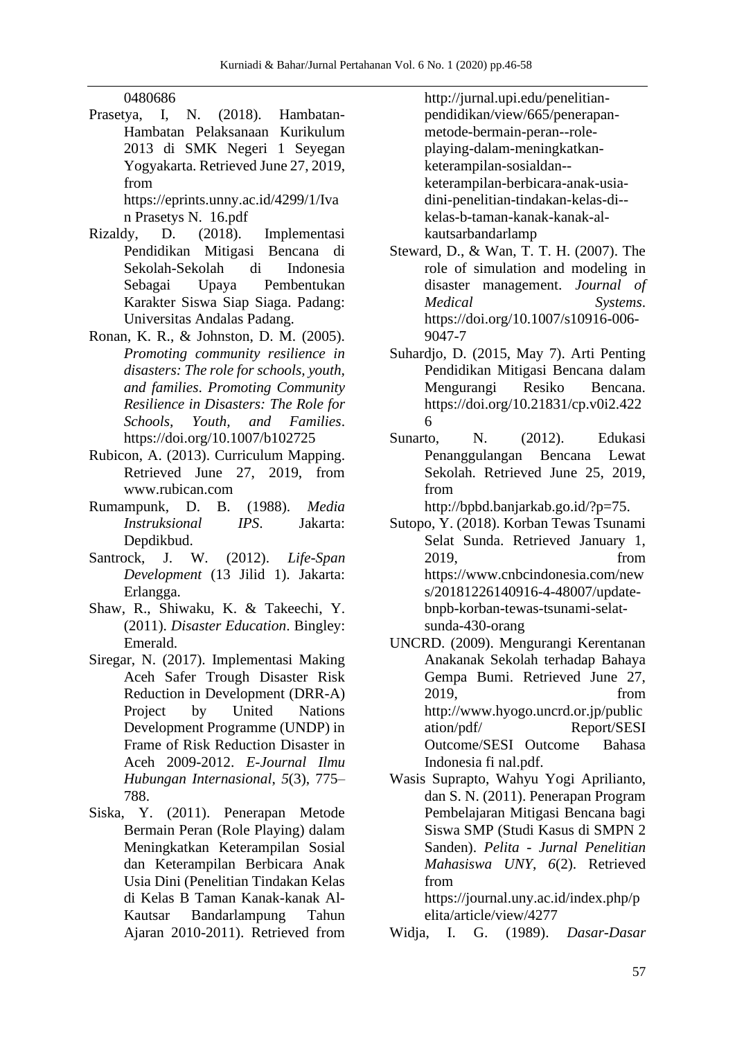0480686

Prasetya, I, N. (2018). Hambatan-Hambatan Pelaksanaan Kurikulum 2013 di SMK Negeri 1 Seyegan Yogyakarta. Retrieved June 27, 2019, from https://eprints.unny.ac.id/4299/1/Ivan Prasetys N. 16.pdf

Rizaldy, D. (2018). Implementasi Pendidikan Mitigasi Bencana di Sekolah-Sekolah di Indonesia Sebagai Upaya Pembentukan Karakter Siswa Siap Siaga. Padang: Universitas Andalas Padang.

Ronan, K. R., & Johnston, D. M. (2005). *Promoting community resilience in disasters: The role for schools, youth, and families*. *Promoting Community Resilience in Disasters: The Role for Schools, Youth, and Families*. https://doi.org/10.1007/b102725

Rubicon, A. (2013). Curriculum Mapping. Retrieved June 27, 2019, from www.rubican.com

Rumampunk, D. B. (1988). *Media Instruksional IPS*. Jakarta: Depdikbud.

Santrock, J. W. (2012). *Life-Span Development* (13 Jilid 1). Jakarta: Erlangga.

Shaw, R., Shiwaku, K. & Takeechi, Y. (2011). *Disaster Education*. Bingley: Emerald.

Siregar, N. (2017). Implementasi Making Aceh Safer Trough Disaster Risk Reduction in Development (DRR-A) Project by United Nations Development Programme (UNDP) in Frame of Risk Reduction Disaster in Aceh 2009-2012. *E-Journal Ilmu Hubungan Internasional*, *5*(3), 775–788.

Siska, Y. (2011). Penerapan Metode Bermain Peran (Role Playing) dalam Meningkatkan Keterampilan Sosial dan Keterampilan Berbicara Anak Usia Dini (Penelitian Tindakan Kelas di Kelas B Taman Kanak-kanak Al-Kautsar Bandarlampung Tahun Ajaran 2010-2011). Retrieved from http://jurnal.upi.edu/penelitian-pendidikan/view/665/penerapan-metode-bermain-peran--role-playing-dalam-meningkatkan-keterampilan-sosialdan--keterampilan-berbicara-anak-usia-dini-penelitian-tindakan-kelas-di--kelas-b-taman-kanak-kanak-al-kautsarbandarlamp

Steward, D., & Wan, T. T. H. (2007). The role of simulation and modeling in disaster management. *Journal of Medical Systems*. https://doi.org/10.1007/s10916-006-9047-7

Suhardjo, D. (2015, May 7). Arti Penting Pendidikan Mitigasi Bencana dalam Mengurangi Resiko Bencana. https://doi.org/10.21831/cp.v0i2.4226

Sunarto, N. (2012). Edukasi Penanggulangan Bencana Lewat Sekolah. Retrieved June 25, 2019, from http://bpbd.banjarkab.go.id/?p=75.

Sutopo, Y. (2018). Korban Tewas Tsunami Selat Sunda. Retrieved January 1, 2019, from https://www.cnbcindonesia.com/news/20181226140916-4-48007/update-bnpb-korban-tewas-tsunami-selat-sunda-430-orang

UNCRD. (2009). Mengurangi Kerentanan Anakanak Sekolah terhadap Bahaya Gempa Bumi. Retrieved June 27, 2019, from http://www.hyogo.uncrd.or.jp/publication/pdf/ Report/SESI Outcome/SESI Outcome Bahasa Indonesia fi nal.pdf.

Wasis Suprapto, Wahyu Yogi Aprilianto, dan S. N. (2011). Penerapan Program Pembelajaran Mitigasi Bencana bagi Siswa SMP (Studi Kasus di SMPN 2 Sanden). *Pelita - Jurnal Penelitian Mahasiswa UNY*, *6*(2). Retrieved from https://journal.uny.ac.id/index.php/pelita/article/view/4277

Widja, I. G. (1989). *Dasar-Dasar*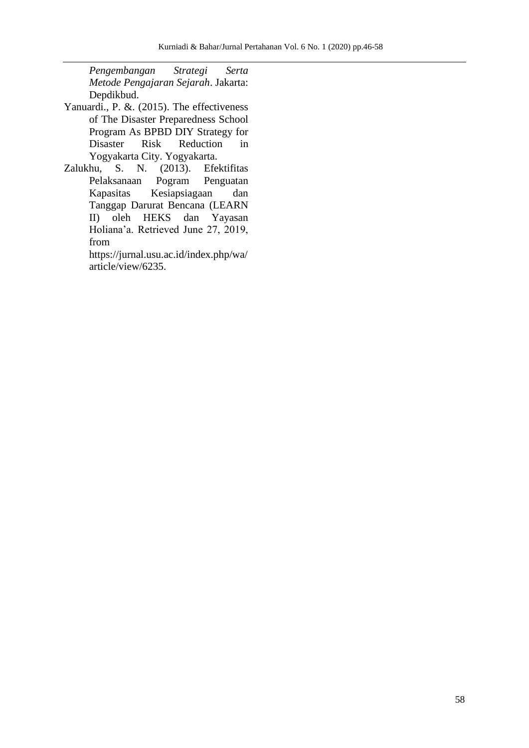*Pengembangan Strategi Serta Metode Pengajaran Sejarah*. Jakarta: Depdikbud.

Yanuardi., P. &. (2015). The effectiveness of The Disaster Preparedness School Program As BPBD DIY Strategy for Disaster Risk Reduction in Yogyakarta City. Yogyakarta.

Zalukhu, S. N. (2013). Efektifitas Pelaksanaan Pogram Penguatan Kapasitas Kesiapsiagaan dan Tanggap Darurat Bencana (LEARN II) oleh HEKS dan Yayasan Holiana'a. Retrieved June 27, 2019, from https://jurnal.usu.ac.id/index.php/wa/article/view/6235.